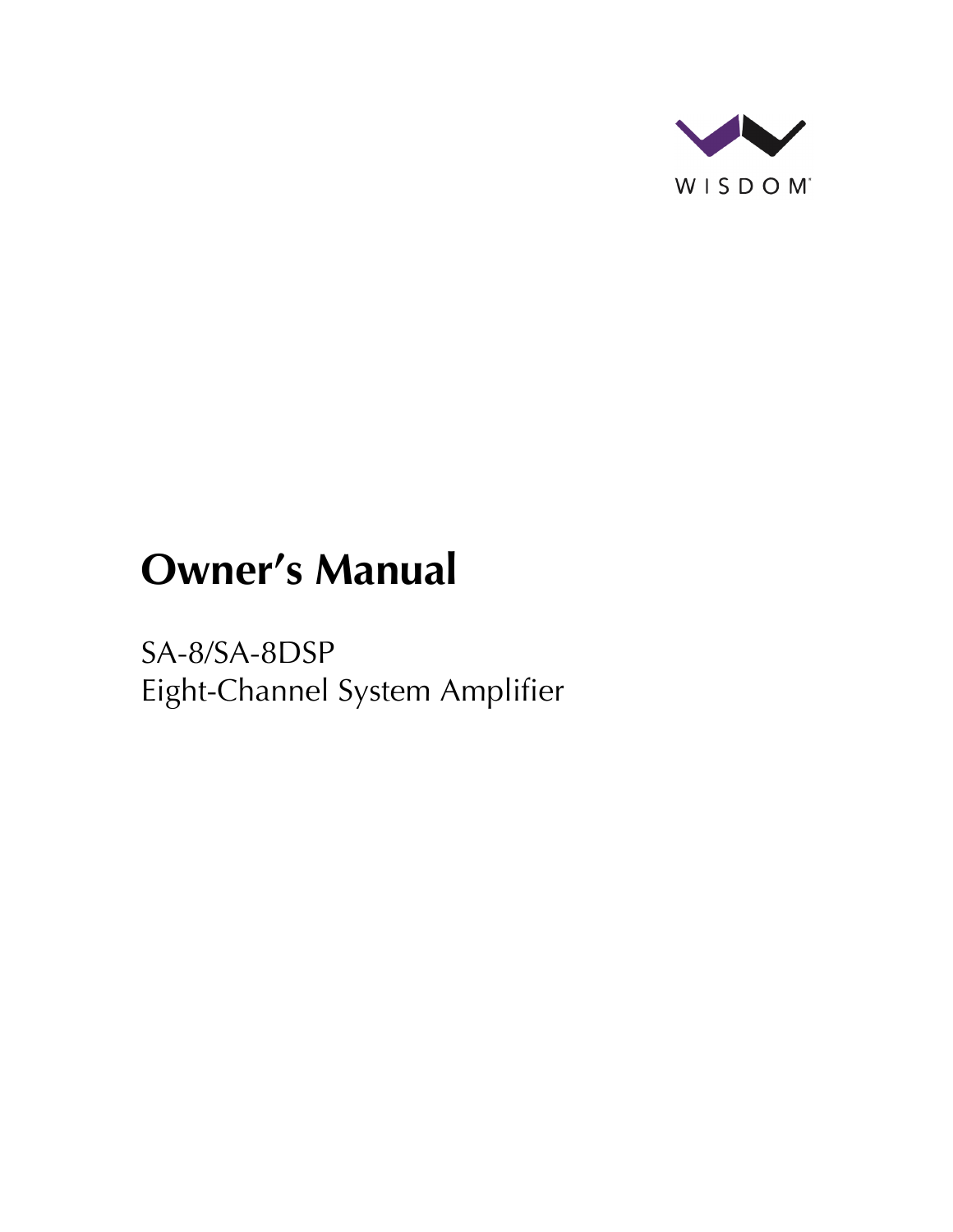WISDOM

# Owner's Manual

SA-8/SA-8DSP
Eight-Channel System Amplifier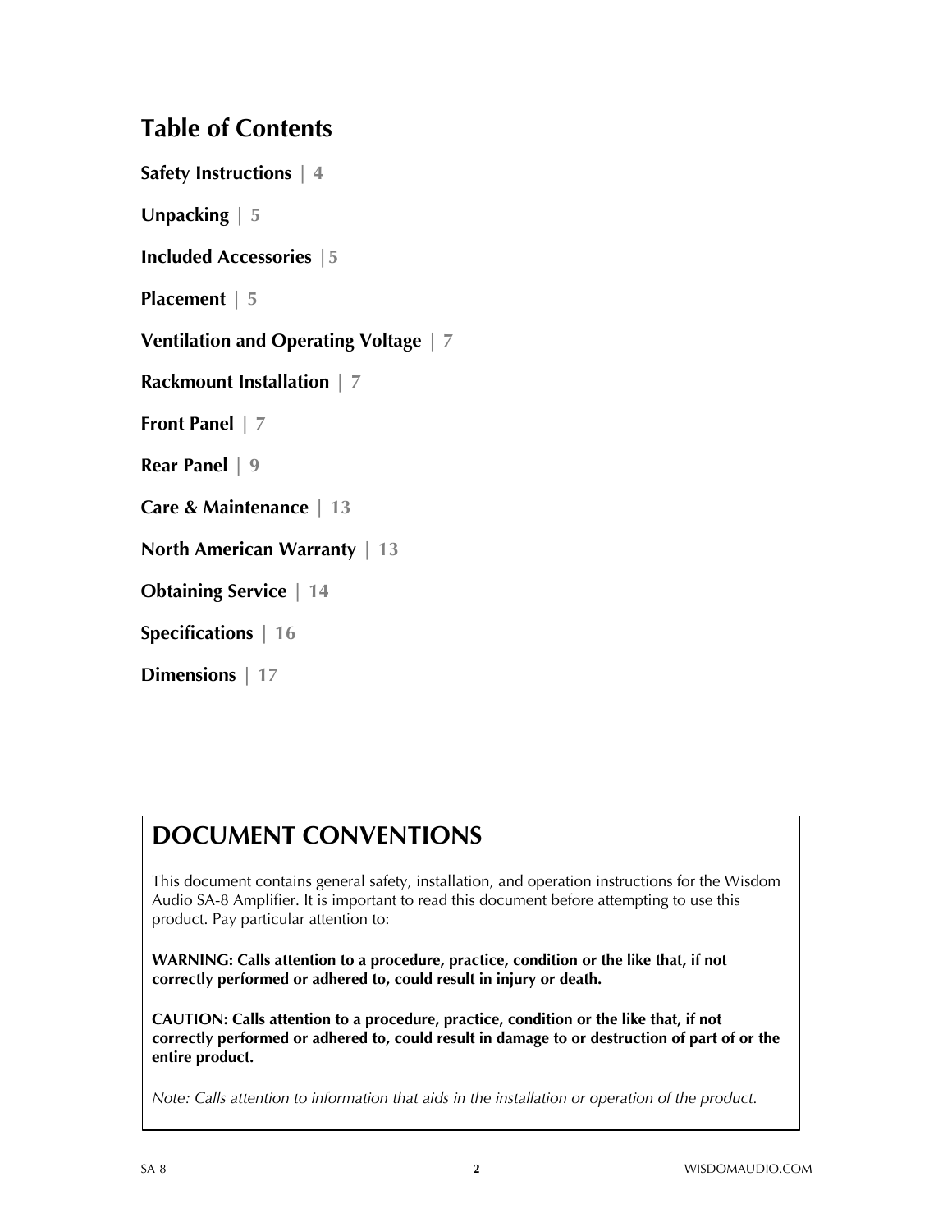## Table of Contents

**Safety Instructions** | **4**

**Unpacking** | **5**

**Included Accessories** |**5**

**Placement** | **5**

**Ventilation and Operating Voltage** | **7**

**Rackmount Installation** | **7**

**Front Panel** | **7**

**Rear Panel** | **9**

**Care & Maintenance** | **13**

**North American Warranty** | **13**

**Obtaining Service** | **14**

**Specifications** | **16**

**Dimensions** | **17**

## DOCUMENT CONVENTIONS

This document contains general safety, installation, and operation instructions for the Wisdom Audio SA-8 Amplifier. It is important to read this document before attempting to use this product. Pay particular attention to:

**WARNING: Calls attention to a procedure, practice, condition or the like that, if not correctly performed or adhered to, could result in injury or death.**

**CAUTION: Calls attention to a procedure, practice, condition or the like that, if not correctly performed or adhered to, could result in damage to or destruction of part of or the entire product.**

*Note: Calls attention to information that aids in the installation or operation of the product.*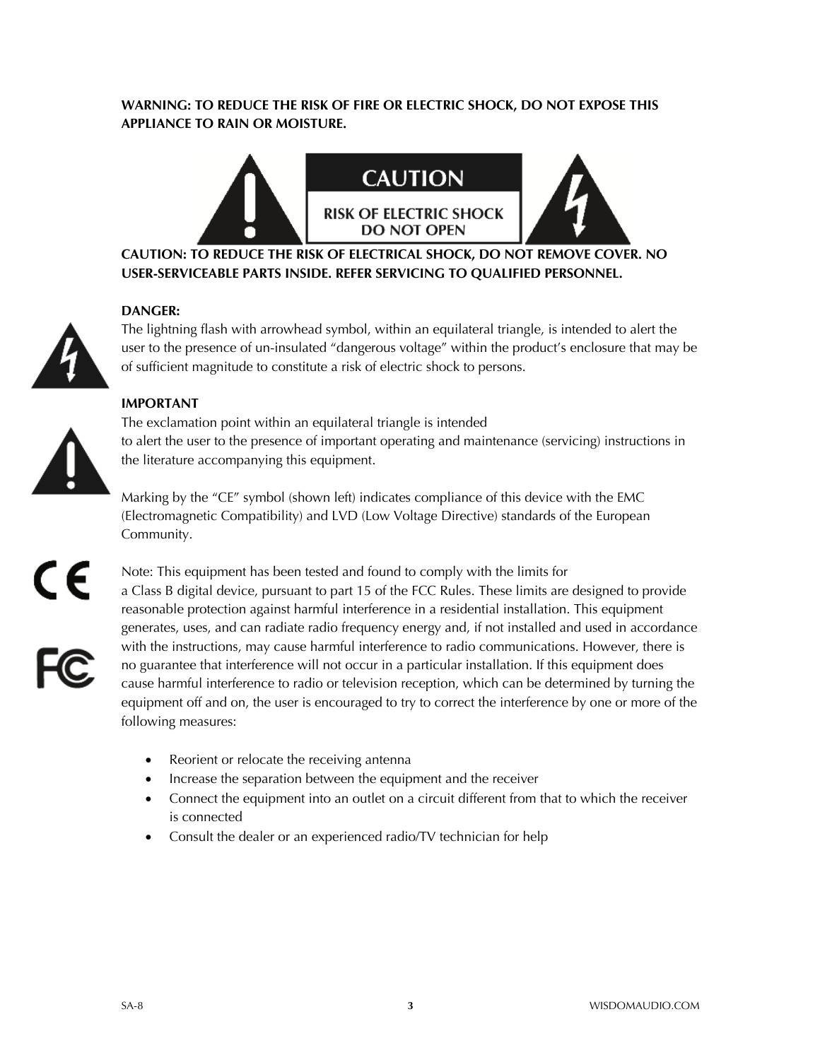**WARNING: TO REDUCE THE RISK OF FIRE OR ELECTRIC SHOCK, DO NOT EXPOSE THIS APPLIANCE TO RAIN OR MOISTURE.**

CAUTION

RISK OF ELECTRIC SHOCK
DO NOT OPEN

**CAUTION: TO REDUCE THE RISK OF ELECTRICAL SHOCK, DO NOT REMOVE COVER. NO USER-SERVICEABLE PARTS INSIDE. REFER SERVICING TO QUALIFIED PERSONNEL.**

**DANGER:**

The lightning flash with arrowhead symbol, within an equilateral triangle, is intended to alert the user to the presence of un-insulated "dangerous voltage" within the product's enclosure that may be of sufficient magnitude to constitute a risk of electric shock to persons.

**IMPORTANT**

The exclamation point within an equilateral triangle is intended
to alert the user to the presence of important operating and maintenance (servicing) instructions in the literature accompanying this equipment.

Marking by the "CE" symbol (shown left) indicates compliance of this device with the EMC (Electromagnetic Compatibility) and LVD (Low Voltage Directive) standards of the European Community.

Note: This equipment has been tested and found to comply with the limits for
a Class B digital device, pursuant to part 15 of the FCC Rules. These limits are designed to provide reasonable protection against harmful interference in a residential installation. This equipment generates, uses, and can radiate radio frequency energy and, if not installed and used in accordance with the instructions, may cause harmful interference to radio communications. However, there is no guarantee that interference will not occur in a particular installation. If this equipment does cause harmful interference to radio or television reception, which can be determined by turning the equipment off and on, the user is encouraged to try to correct the interference by one or more of the following measures:

- Reorient or relocate the receiving antenna
- Increase the separation between the equipment and the receiver
- Connect the equipment into an outlet on a circuit different from that to which the receiver is connected
- Consult the dealer or an experienced radio/TV technician for help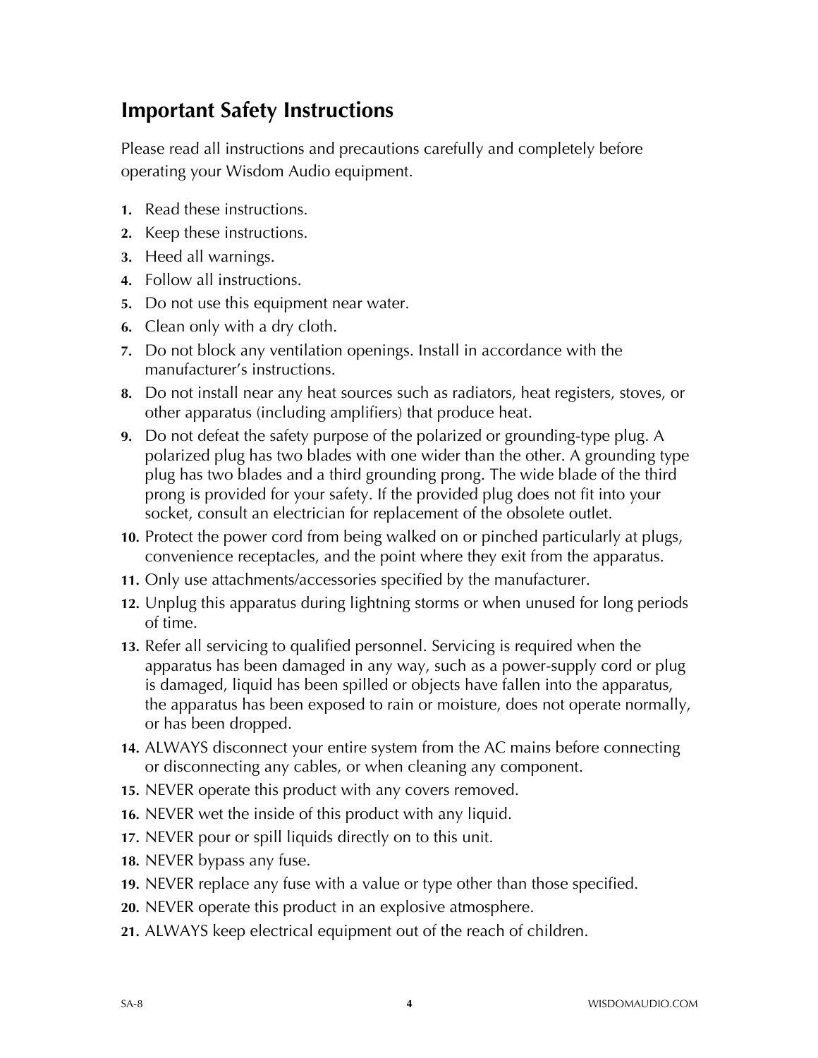## Important Safety Instructions

Please read all instructions and precautions carefully and completely before operating your Wisdom Audio equipment.

1. Read these instructions.
2. Keep these instructions.
3. Heed all warnings.
4. Follow all instructions.
5. Do not use this equipment near water.
6. Clean only with a dry cloth.
7. Do not block any ventilation openings. Install in accordance with the manufacturer's instructions.
8. Do not install near any heat sources such as radiators, heat registers, stoves, or other apparatus (including amplifiers) that produce heat.
9. Do not defeat the safety purpose of the polarized or grounding-type plug. A polarized plug has two blades with one wider than the other. A grounding type plug has two blades and a third grounding prong. The wide blade of the third prong is provided for your safety. If the provided plug does not fit into your socket, consult an electrician for replacement of the obsolete outlet.
10. Protect the power cord from being walked on or pinched particularly at plugs, convenience receptacles, and the point where they exit from the apparatus.
11. Only use attachments/accessories specified by the manufacturer.
12. Unplug this apparatus during lightning storms or when unused for long periods of time.
13. Refer all servicing to qualified personnel. Servicing is required when the apparatus has been damaged in any way, such as a power-supply cord or plug is damaged, liquid has been spilled or objects have fallen into the apparatus, the apparatus has been exposed to rain or moisture, does not operate normally, or has been dropped.
14. ALWAYS disconnect your entire system from the AC mains before connecting or disconnecting any cables, or when cleaning any component.
15. NEVER operate this product with any covers removed.
16. NEVER wet the inside of this product with any liquid.
17. NEVER pour or spill liquids directly on to this unit.
18. NEVER bypass any fuse.
19. NEVER replace any fuse with a value or type other than those specified.
20. NEVER operate this product in an explosive atmosphere.
21. ALWAYS keep electrical equipment out of the reach of children.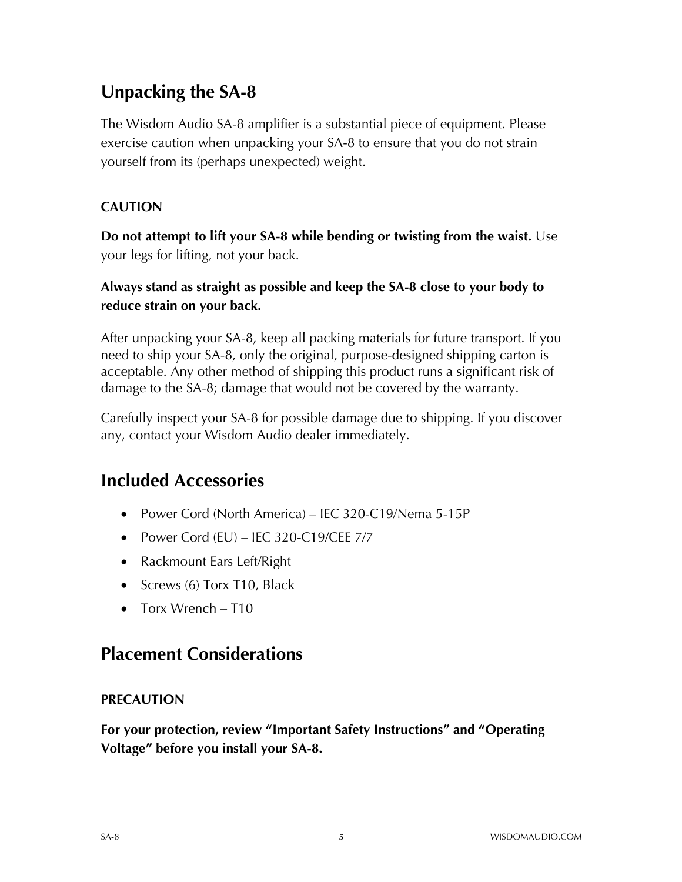## Unpacking the SA-8

The Wisdom Audio SA-8 amplifier is a substantial piece of equipment. Please exercise caution when unpacking your SA-8 to ensure that you do not strain yourself from its (perhaps unexpected) weight.

### CAUTION

**Do not attempt to lift your SA-8 while bending or twisting from the waist.** Use your legs for lifting, not your back.

**Always stand as straight as possible and keep the SA-8 close to your body to reduce strain on your back.**

After unpacking your SA-8, keep all packing materials for future transport. If you need to ship your SA-8, only the original, purpose-designed shipping carton is acceptable. Any other method of shipping this product runs a significant risk of damage to the SA-8; damage that would not be covered by the warranty.

Carefully inspect your SA-8 for possible damage due to shipping. If you discover any, contact your Wisdom Audio dealer immediately.

## Included Accessories

- Power Cord (North America) – IEC 320-C19/Nema 5-15P
- Power Cord (EU) – IEC 320-C19/CEE 7/7
- Rackmount Ears Left/Right
- Screws (6) Torx T10, Black
- Torx Wrench – T10

## Placement Considerations

### PRECAUTION

**For your protection, review "Important Safety Instructions" and "Operating Voltage" before you install your SA-8.**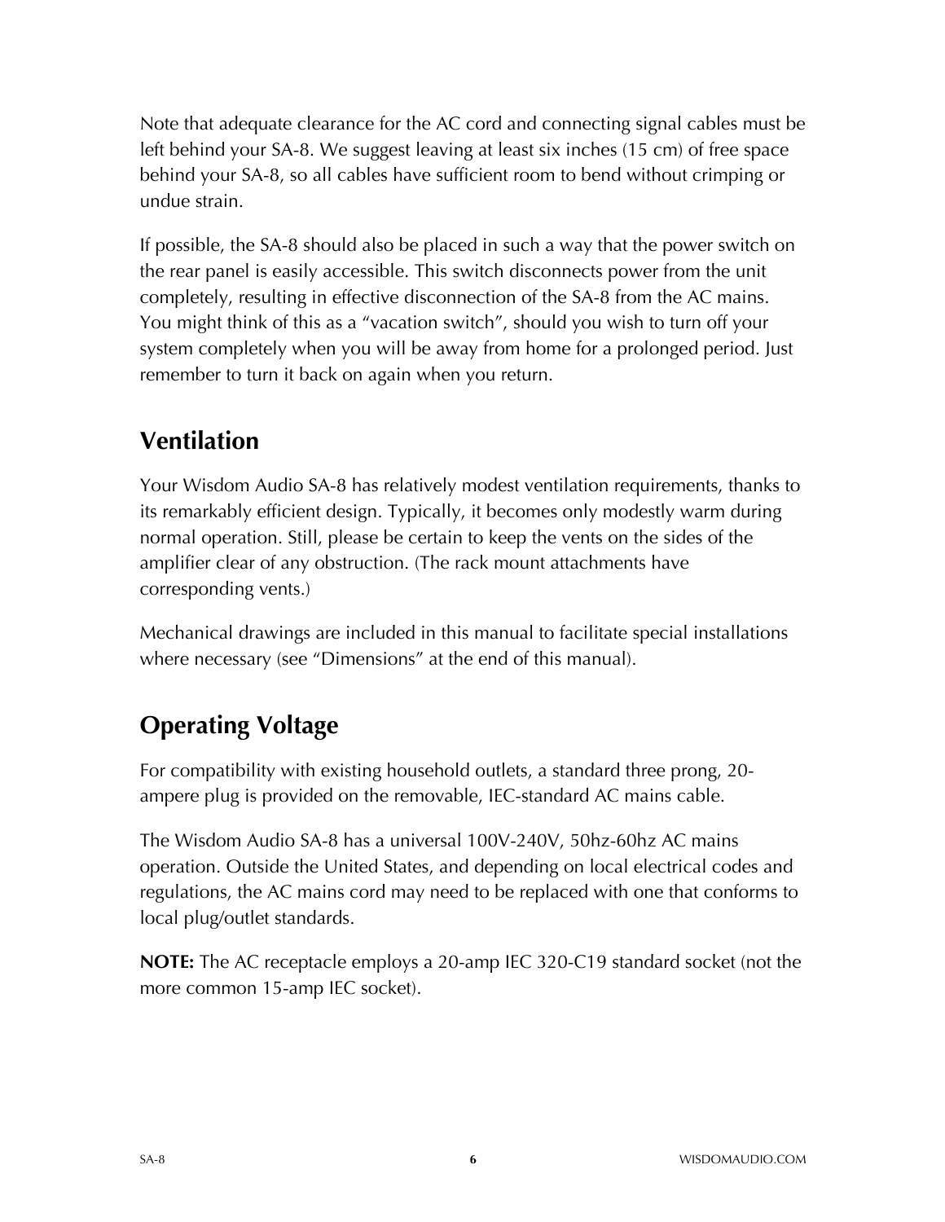Note that adequate clearance for the AC cord and connecting signal cables must be left behind your SA-8. We suggest leaving at least six inches (15 cm) of free space behind your SA-8, so all cables have sufficient room to bend without crimping or undue strain.

If possible, the SA-8 should also be placed in such a way that the power switch on the rear panel is easily accessible. This switch disconnects power from the unit completely, resulting in effective disconnection of the SA-8 from the AC mains. You might think of this as a “vacation switch”, should you wish to turn off your system completely when you will be away from home for a prolonged period. Just remember to turn it back on again when you return.

## Ventilation

Your Wisdom Audio SA-8 has relatively modest ventilation requirements, thanks to its remarkably efficient design. Typically, it becomes only modestly warm during normal operation. Still, please be certain to keep the vents on the sides of the amplifier clear of any obstruction. (The rack mount attachments have corresponding vents.)

Mechanical drawings are included in this manual to facilitate special installations where necessary (see “Dimensions” at the end of this manual).

## Operating Voltage

For compatibility with existing household outlets, a standard three prong, 20-ampere plug is provided on the removable, IEC-standard AC mains cable.

The Wisdom Audio SA-8 has a universal 100V-240V, 50hz-60hz AC mains operation. Outside the United States, and depending on local electrical codes and regulations, the AC mains cord may need to be replaced with one that conforms to local plug/outlet standards.

**NOTE:** The AC receptacle employs a 20-amp IEC 320-C19 standard socket (not the more common 15-amp IEC socket).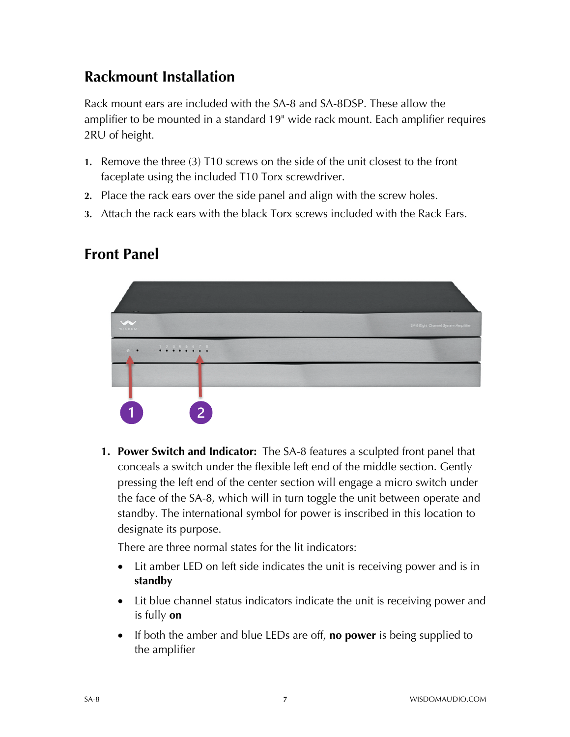## Rackmount Installation

Rack mount ears are included with the SA-8 and SA-8DSP. These allow the amplifier to be mounted in a standard 19" wide rack mount. Each amplifier requires 2RU of height.

1. Remove the three (3) T10 screws on the side of the unit closest to the front faceplate using the included T10 Torx screwdriver.
2. Place the rack ears over the side panel and align with the screw holes.
3. Attach the rack ears with the black Torx screws included with the Rack Ears.

## Front Panel

1. **Power Switch and Indicator:** The SA-8 features a sculpted front panel that conceals a switch under the flexible left end of the middle section. Gently pressing the left end of the center section will engage a micro switch under the face of the SA-8, which will in turn toggle the unit between operate and standby. The international symbol for power is inscribed in this location to designate its purpose.

   There are three normal states for the lit indicators:

   - Lit amber LED on left side indicates the unit is receiving power and is in **standby**
   - Lit blue channel status indicators indicate the unit is receiving power and is fully **on**
   - If both the amber and blue LEDs are off, **no power** is being supplied to the amplifier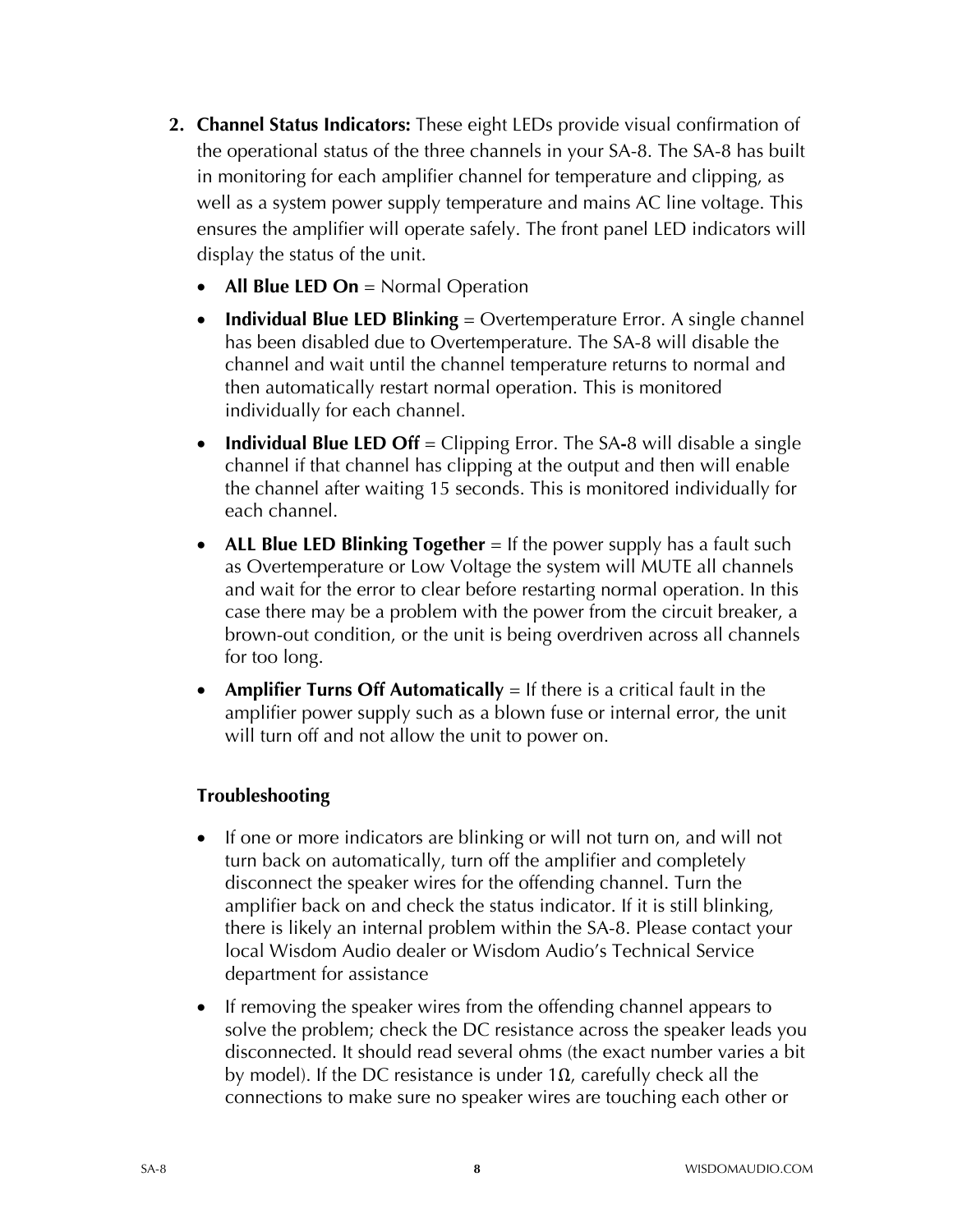2. **Channel Status Indicators:** These eight LEDs provide visual confirmation of the operational status of the three channels in your SA-8. The SA-8 has built in monitoring for each amplifier channel for temperature and clipping, as well as a system power supply temperature and mains AC line voltage. This ensures the amplifier will operate safely. The front panel LED indicators will display the status of the unit.

   - **All Blue LED On** = Normal Operation
   - **Individual Blue LED Blinking** = Overtemperature Error. A single channel has been disabled due to Overtemperature. The SA-8 will disable the channel and wait until the channel temperature returns to normal and then automatically restart normal operation. This is monitored individually for each channel.
   - **Individual Blue LED Off** = Clipping Error. The SA-8 will disable a single channel if that channel has clipping at the output and then will enable the channel after waiting 15 seconds. This is monitored individually for each channel.
   - **ALL Blue LED Blinking Together** = If the power supply has a fault such as Overtemperature or Low Voltage the system will MUTE all channels and wait for the error to clear before restarting normal operation. In this case there may be a problem with the power from the circuit breaker, a brown-out condition, or the unit is being overdriven across all channels for too long.
   - **Amplifier Turns Off Automatically** = If there is a critical fault in the amplifier power supply such as a blown fuse or internal error, the unit will turn off and not allow the unit to power on.

### Troubleshooting

- If one or more indicators are blinking or will not turn on, and will not turn back on automatically, turn off the amplifier and completely disconnect the speaker wires for the offending channel. Turn the amplifier back on and check the status indicator. If it is still blinking, there is likely an internal problem within the SA-8. Please contact your local Wisdom Audio dealer or Wisdom Audio's Technical Service department for assistance
- If removing the speaker wires from the offending channel appears to solve the problem; check the DC resistance across the speaker leads you disconnected. It should read several ohms (the exact number varies a bit by model). If the DC resistance is under 1Ω, carefully check all the connections to make sure no speaker wires are touching each other or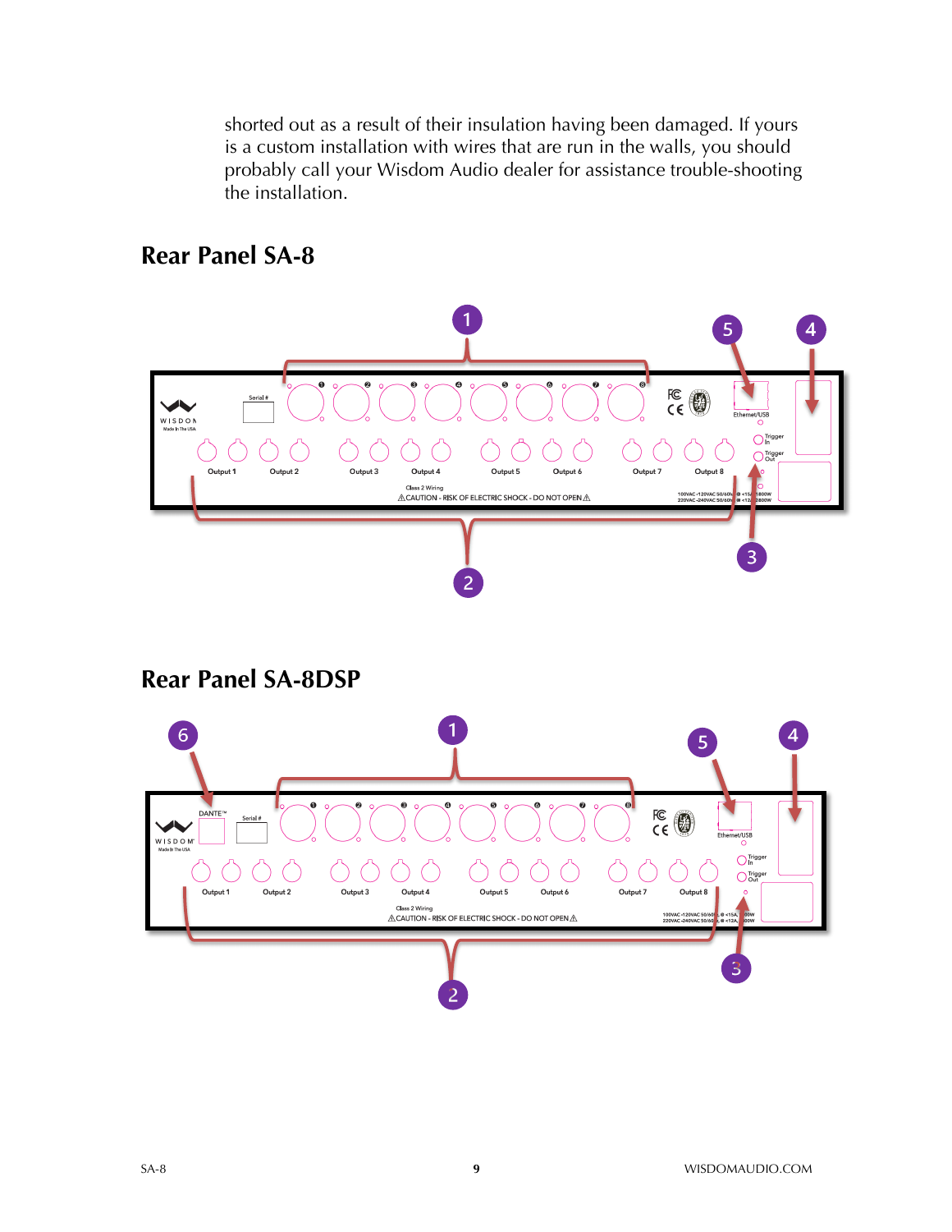shorted out as a result of their insulation having been damaged. If yours is a custom installation with wires that are run in the walls, you should probably call your Wisdom Audio dealer for assistance trouble-shooting the installation.

## Rear Panel SA-8

## Rear Panel SA-8DSP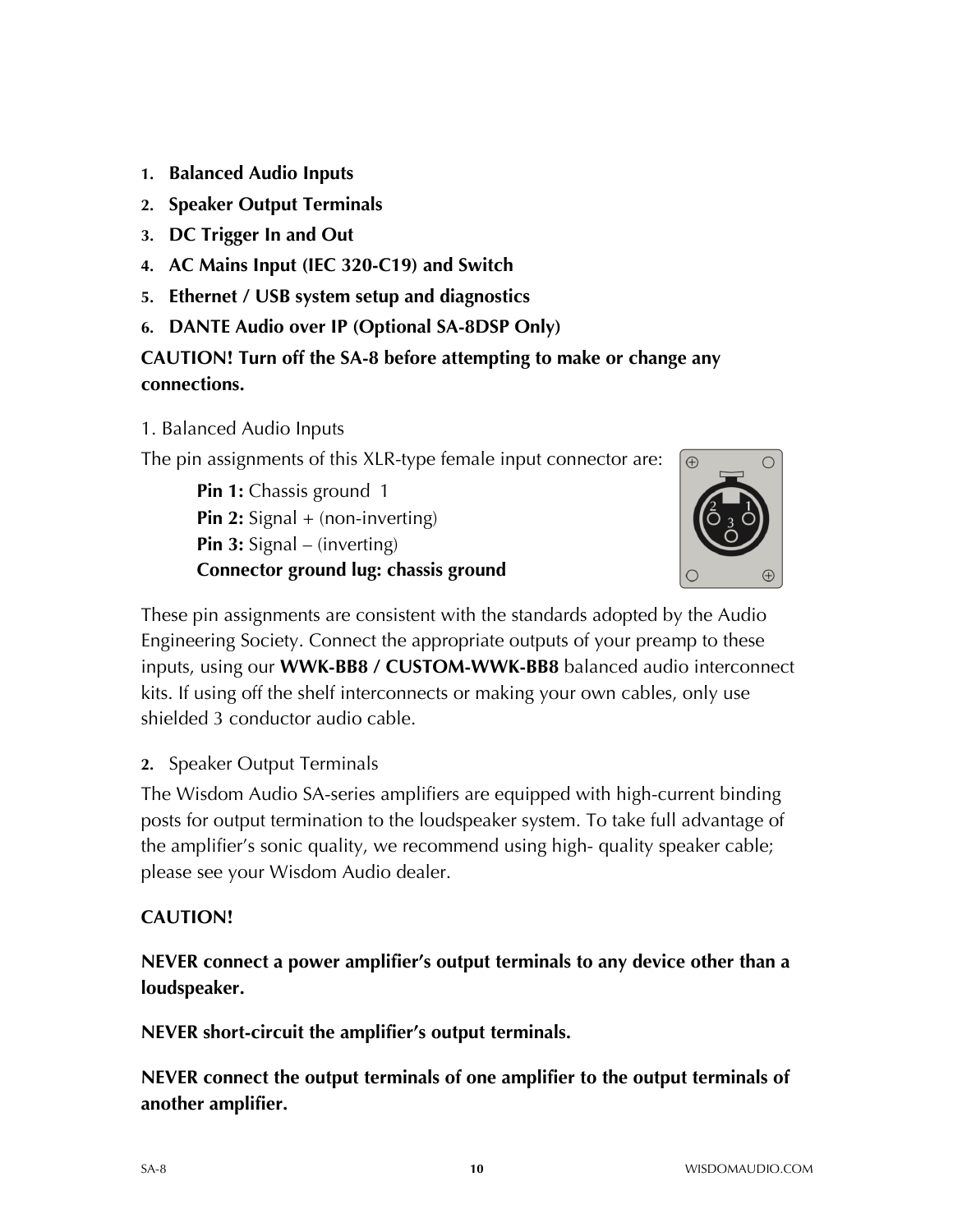1. **Balanced Audio Inputs**
2. **Speaker Output Terminals**
3. **DC Trigger In and Out**
4. **AC Mains Input (IEC 320-C19) and Switch**
5. **Ethernet / USB system setup and diagnostics**
6. **DANTE Audio over IP (Optional SA-8DSP Only)**

**CAUTION! Turn off the SA-8 before attempting to make or change any connections.**

1. Balanced Audio Inputs

The pin assignments of this XLR-type female input connector are:

> **Pin 1:** Chassis ground 1
> **Pin 2:** Signal + (non-inverting)
> **Pin 3:** Signal – (inverting)
> **Connector ground lug: chassis ground**

These pin assignments are consistent with the standards adopted by the Audio Engineering Society. Connect the appropriate outputs of your preamp to these inputs, using our **WWK-BB8 / CUSTOM-WWK-BB8** balanced audio interconnect kits. If using off the shelf interconnects or making your own cables, only use shielded 3 conductor audio cable.

2. Speaker Output Terminals

The Wisdom Audio SA-series amplifiers are equipped with high-current binding posts for output termination to the loudspeaker system. To take full advantage of the amplifier's sonic quality, we recommend using high- quality speaker cable; please see your Wisdom Audio dealer.

**CAUTION!**

**NEVER connect a power amplifier's output terminals to any device other than a loudspeaker.**

**NEVER short-circuit the amplifier's output terminals.**

**NEVER connect the output terminals of one amplifier to the output terminals of another amplifier.**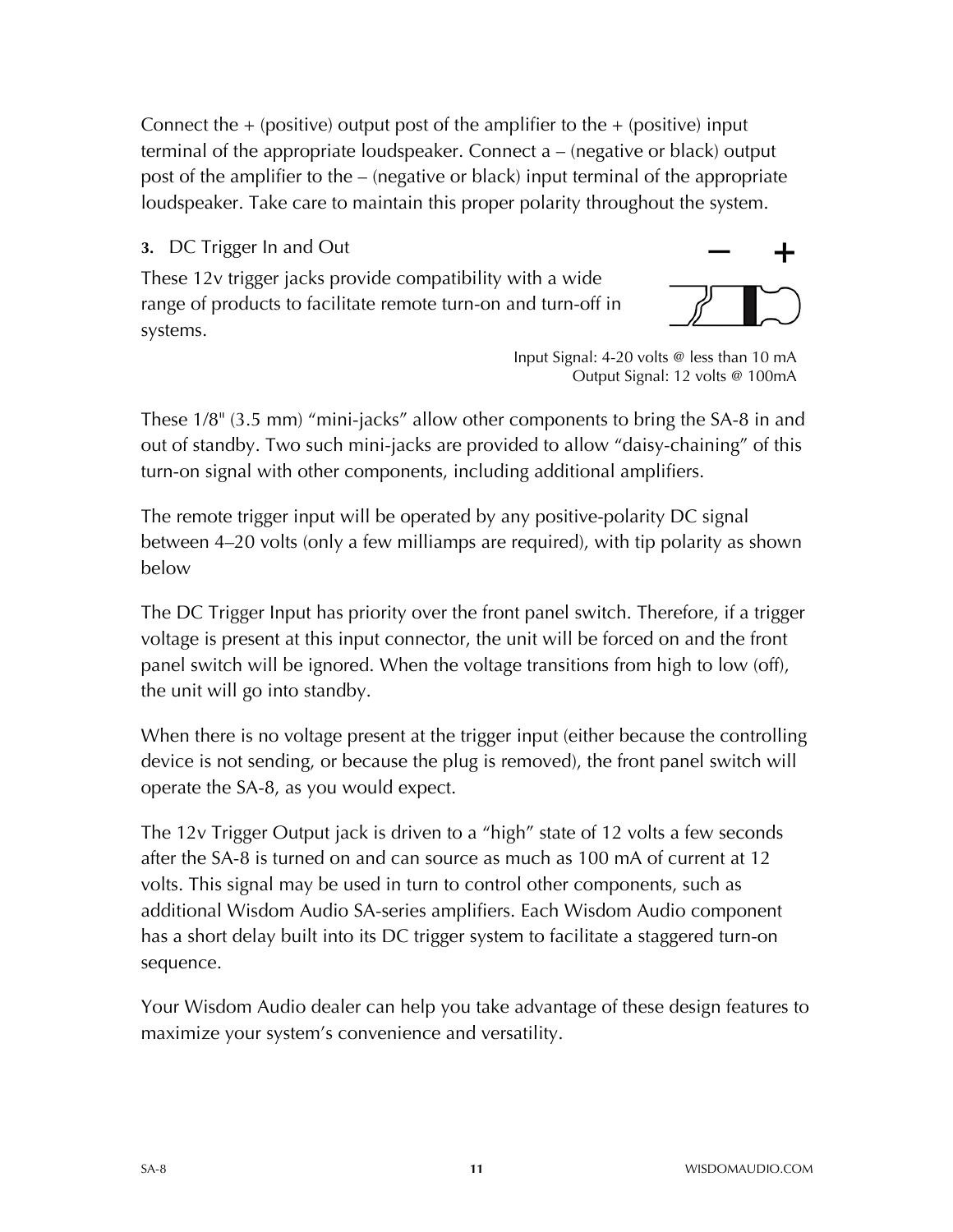Connect the + (positive) output post of the amplifier to the + (positive) input terminal of the appropriate loudspeaker. Connect a – (negative or black) output post of the amplifier to the – (negative or black) input terminal of the appropriate loudspeaker. Take care to maintain this proper polarity throughout the system.

**3.** DC Trigger In and Out

These 12v trigger jacks provide compatibility with a wide range of products to facilitate remote turn-on and turn-off in systems.

– +

Input Signal: 4-20 volts @ less than 10 mA
Output Signal: 12 volts @ 100mA

These 1/8" (3.5 mm) "mini-jacks" allow other components to bring the SA-8 in and out of standby. Two such mini-jacks are provided to allow "daisy-chaining" of this turn-on signal with other components, including additional amplifiers.

The remote trigger input will be operated by any positive-polarity DC signal between 4–20 volts (only a few milliamps are required), with tip polarity as shown below

The DC Trigger Input has priority over the front panel switch. Therefore, if a trigger voltage is present at this input connector, the unit will be forced on and the front panel switch will be ignored. When the voltage transitions from high to low (off), the unit will go into standby.

When there is no voltage present at the trigger input (either because the controlling device is not sending, or because the plug is removed), the front panel switch will operate the SA-8, as you would expect.

The 12v Trigger Output jack is driven to a "high" state of 12 volts a few seconds after the SA-8 is turned on and can source as much as 100 mA of current at 12 volts. This signal may be used in turn to control other components, such as additional Wisdom Audio SA-series amplifiers. Each Wisdom Audio component has a short delay built into its DC trigger system to facilitate a staggered turn-on sequence.

Your Wisdom Audio dealer can help you take advantage of these design features to maximize your system's convenience and versatility.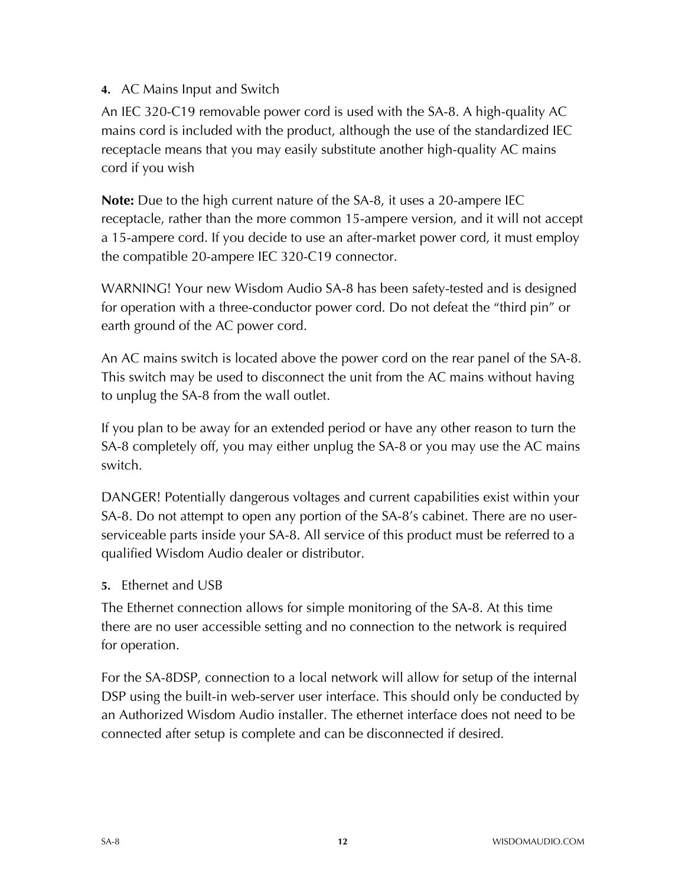**4.** AC Mains Input and Switch

An IEC 320-C19 removable power cord is used with the SA-8. A high-quality AC mains cord is included with the product, although the use of the standardized IEC receptacle means that you may easily substitute another high-quality AC mains cord if you wish

**Note:** Due to the high current nature of the SA-8, it uses a 20-ampere IEC receptacle, rather than the more common 15-ampere version, and it will not accept a 15-ampere cord. If you decide to use an after-market power cord, it must employ the compatible 20-ampere IEC 320-C19 connector.

WARNING! Your new Wisdom Audio SA-8 has been safety-tested and is designed for operation with a three-conductor power cord. Do not defeat the "third pin" or earth ground of the AC power cord.

An AC mains switch is located above the power cord on the rear panel of the SA-8. This switch may be used to disconnect the unit from the AC mains without having to unplug the SA-8 from the wall outlet.

If you plan to be away for an extended period or have any other reason to turn the SA-8 completely off, you may either unplug the SA-8 or you may use the AC mains switch.

DANGER! Potentially dangerous voltages and current capabilities exist within your SA-8. Do not attempt to open any portion of the SA-8's cabinet. There are no user-serviceable parts inside your SA-8. All service of this product must be referred to a qualified Wisdom Audio dealer or distributor.

**5.** Ethernet and USB

The Ethernet connection allows for simple monitoring of the SA-8. At this time there are no user accessible setting and no connection to the network is required for operation.

For the SA-8DSP, connection to a local network will allow for setup of the internal DSP using the built-in web-server user interface. This should only be conducted by an Authorized Wisdom Audio installer. The ethernet interface does not need to be connected after setup is complete and can be disconnected if desired.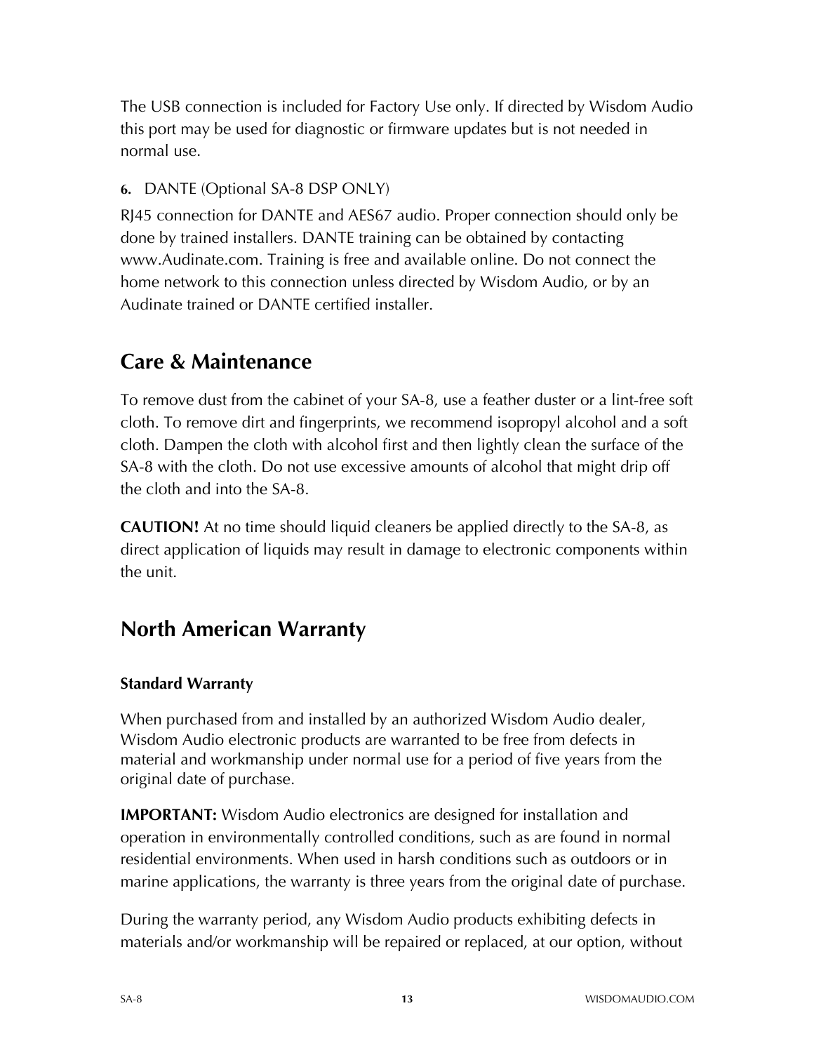The USB connection is included for Factory Use only. If directed by Wisdom Audio this port may be used for diagnostic or firmware updates but is not needed in normal use.

**6.** DANTE (Optional SA-8 DSP ONLY)

RJ45 connection for DANTE and AES67 audio. Proper connection should only be done by trained installers. DANTE training can be obtained by contacting www.Audinate.com. Training is free and available online. Do not connect the home network to this connection unless directed by Wisdom Audio, or by an Audinate trained or DANTE certified installer.

## Care & Maintenance

To remove dust from the cabinet of your SA-8, use a feather duster or a lint-free soft cloth. To remove dirt and fingerprints, we recommend isopropyl alcohol and a soft cloth. Dampen the cloth with alcohol first and then lightly clean the surface of the SA-8 with the cloth. Do not use excessive amounts of alcohol that might drip off the cloth and into the SA-8.

**CAUTION!** At no time should liquid cleaners be applied directly to the SA-8, as direct application of liquids may result in damage to electronic components within the unit.

## North American Warranty

### Standard Warranty

When purchased from and installed by an authorized Wisdom Audio dealer, Wisdom Audio electronic products are warranted to be free from defects in material and workmanship under normal use for a period of five years from the original date of purchase.

**IMPORTANT:** Wisdom Audio electronics are designed for installation and operation in environmentally controlled conditions, such as are found in normal residential environments. When used in harsh conditions such as outdoors or in marine applications, the warranty is three years from the original date of purchase.

During the warranty period, any Wisdom Audio products exhibiting defects in materials and/or workmanship will be repaired or replaced, at our option, without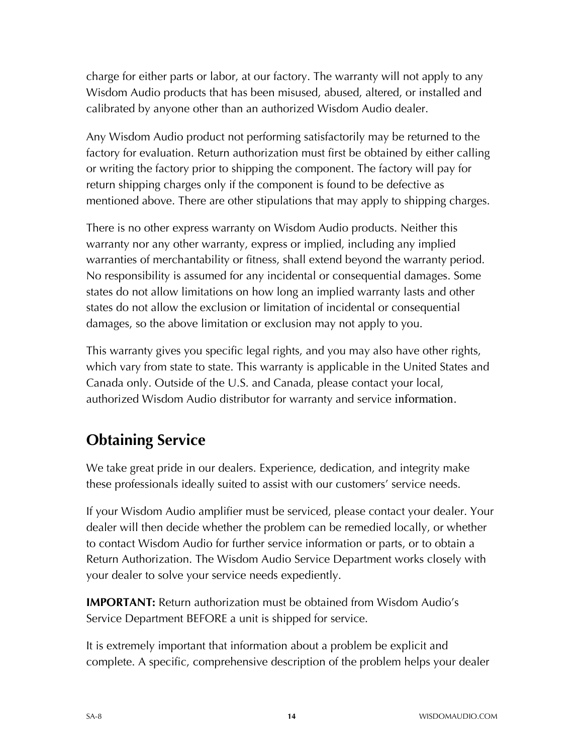charge for either parts or labor, at our factory. The warranty will not apply to any Wisdom Audio products that has been misused, abused, altered, or installed and calibrated by anyone other than an authorized Wisdom Audio dealer.

Any Wisdom Audio product not performing satisfactorily may be returned to the factory for evaluation. Return authorization must first be obtained by either calling or writing the factory prior to shipping the component. The factory will pay for return shipping charges only if the component is found to be defective as mentioned above. There are other stipulations that may apply to shipping charges.

There is no other express warranty on Wisdom Audio products. Neither this warranty nor any other warranty, express or implied, including any implied warranties of merchantability or fitness, shall extend beyond the warranty period. No responsibility is assumed for any incidental or consequential damages. Some states do not allow limitations on how long an implied warranty lasts and other states do not allow the exclusion or limitation of incidental or consequential damages, so the above limitation or exclusion may not apply to you.

This warranty gives you specific legal rights, and you may also have other rights, which vary from state to state. This warranty is applicable in the United States and Canada only. Outside of the U.S. and Canada, please contact your local, authorized Wisdom Audio distributor for warranty and service information.

## Obtaining Service

We take great pride in our dealers. Experience, dedication, and integrity make these professionals ideally suited to assist with our customers' service needs.

If your Wisdom Audio amplifier must be serviced, please contact your dealer. Your dealer will then decide whether the problem can be remedied locally, or whether to contact Wisdom Audio for further service information or parts, or to obtain a Return Authorization. The Wisdom Audio Service Department works closely with your dealer to solve your service needs expediently.

**IMPORTANT:** Return authorization must be obtained from Wisdom Audio's Service Department BEFORE a unit is shipped for service.

It is extremely important that information about a problem be explicit and complete. A specific, comprehensive description of the problem helps your dealer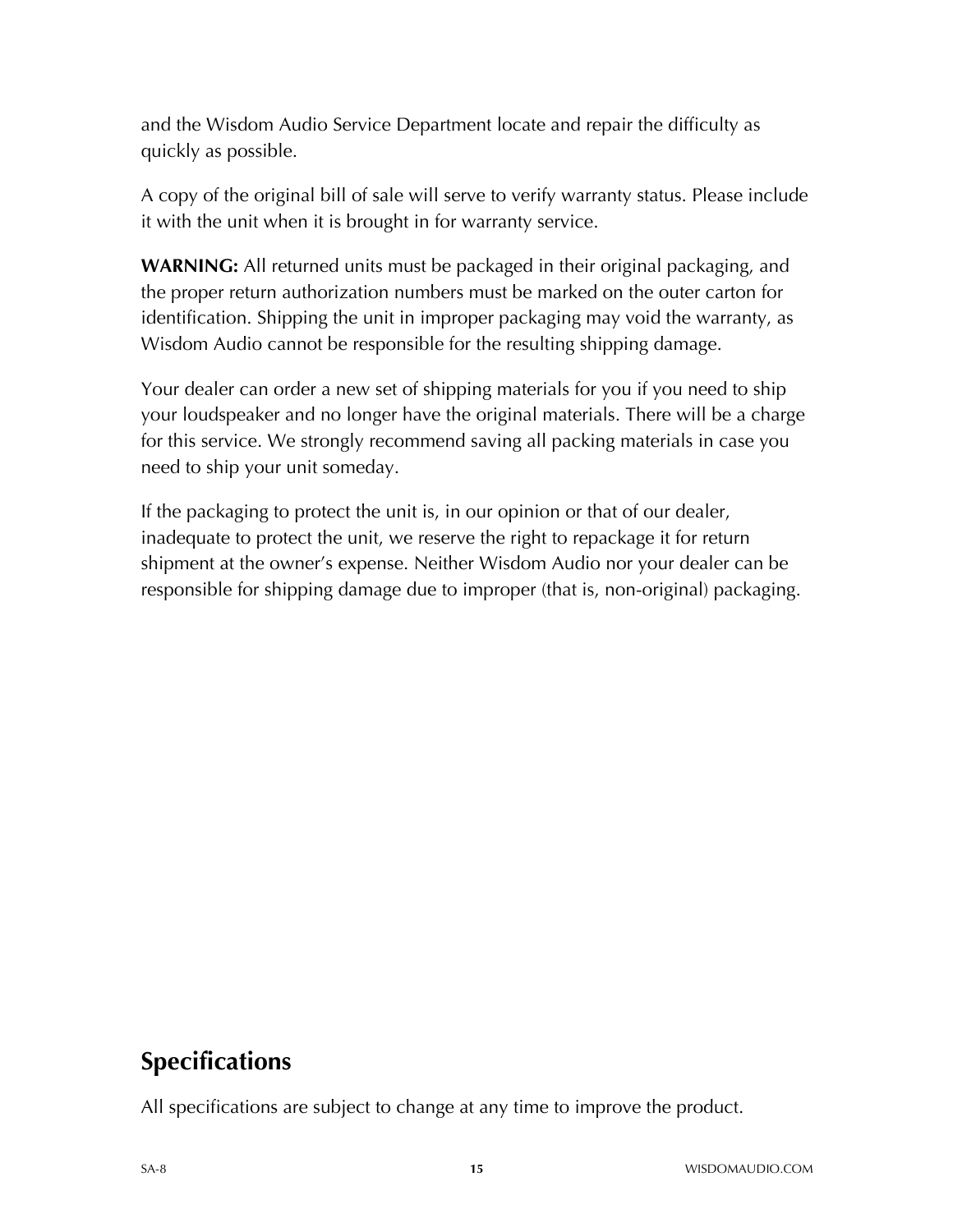and the Wisdom Audio Service Department locate and repair the difficulty as quickly as possible.

A copy of the original bill of sale will serve to verify warranty status. Please include it with the unit when it is brought in for warranty service.

**WARNING:** All returned units must be packaged in their original packaging, and the proper return authorization numbers must be marked on the outer carton for identification. Shipping the unit in improper packaging may void the warranty, as Wisdom Audio cannot be responsible for the resulting shipping damage.

Your dealer can order a new set of shipping materials for you if you need to ship your loudspeaker and no longer have the original materials. There will be a charge for this service. We strongly recommend saving all packing materials in case you need to ship your unit someday.

If the packaging to protect the unit is, in our opinion or that of our dealer, inadequate to protect the unit, we reserve the right to repackage it for return shipment at the owner's expense. Neither Wisdom Audio nor your dealer can be responsible for shipping damage due to improper (that is, non-original) packaging.

## Specifications

All specifications are subject to change at any time to improve the product.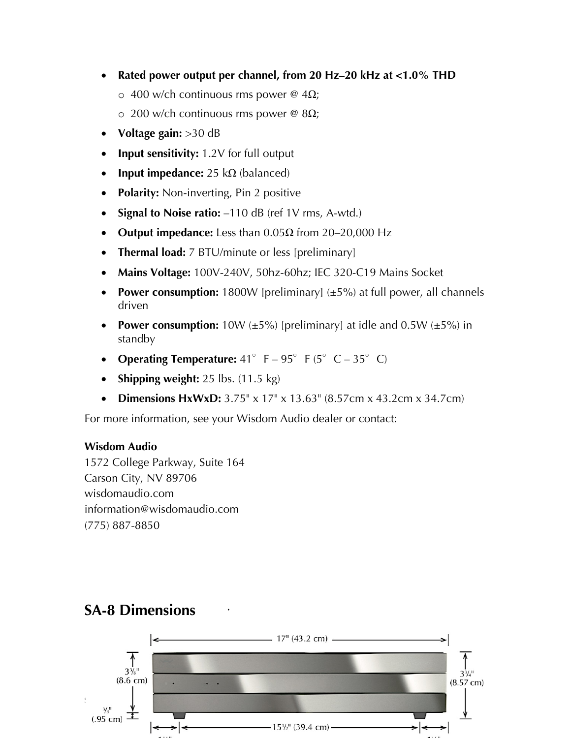- **Rated power output per channel, from 20 Hz–20 kHz at <1.0% THD**
    - 400 w/ch continuous rms power @ 4Ω;
    - 200 w/ch continuous rms power @ 8Ω;
- **Voltage gain:** >30 dB
- **Input sensitivity:** 1.2V for full output
- **Input impedance:** 25 kΩ (balanced)
- **Polarity:** Non-inverting, Pin 2 positive
- **Signal to Noise ratio:** –110 dB (ref 1V rms, A-wtd.)
- **Output impedance:** Less than 0.05Ω from 20–20,000 Hz
- **Thermal load:** 7 BTU/minute or less [preliminary]
- **Mains Voltage:** 100V-240V, 50hz-60hz; IEC 320-C19 Mains Socket
- **Power consumption:** 1800W [preliminary] (±5%) at full power, all channels driven
- **Power consumption:** 10W (±5%) [preliminary] at idle and 0.5W (±5%) in standby
- **Operating Temperature:** 41° F – 95° F (5° C – 35° C)
- **Shipping weight:** 25 lbs. (11.5 kg)
- **Dimensions HxWxD:** 3.75" x 17" x 13.63" (8.57cm x 43.2cm x 34.7cm)

For more information, see your Wisdom Audio dealer or contact:

**Wisdom Audio**
1572 College Parkway, Suite 164
Carson City, NV 89706
wisdomaudio.com
information@wisdomaudio.com
(775) 887-8850

## SA-8 Dimensions

17" (43.2 cm)

3⅜" (8.6 cm)

3¼" (8.57 cm)

⅜" (.95 cm)

15½" (39.4 cm)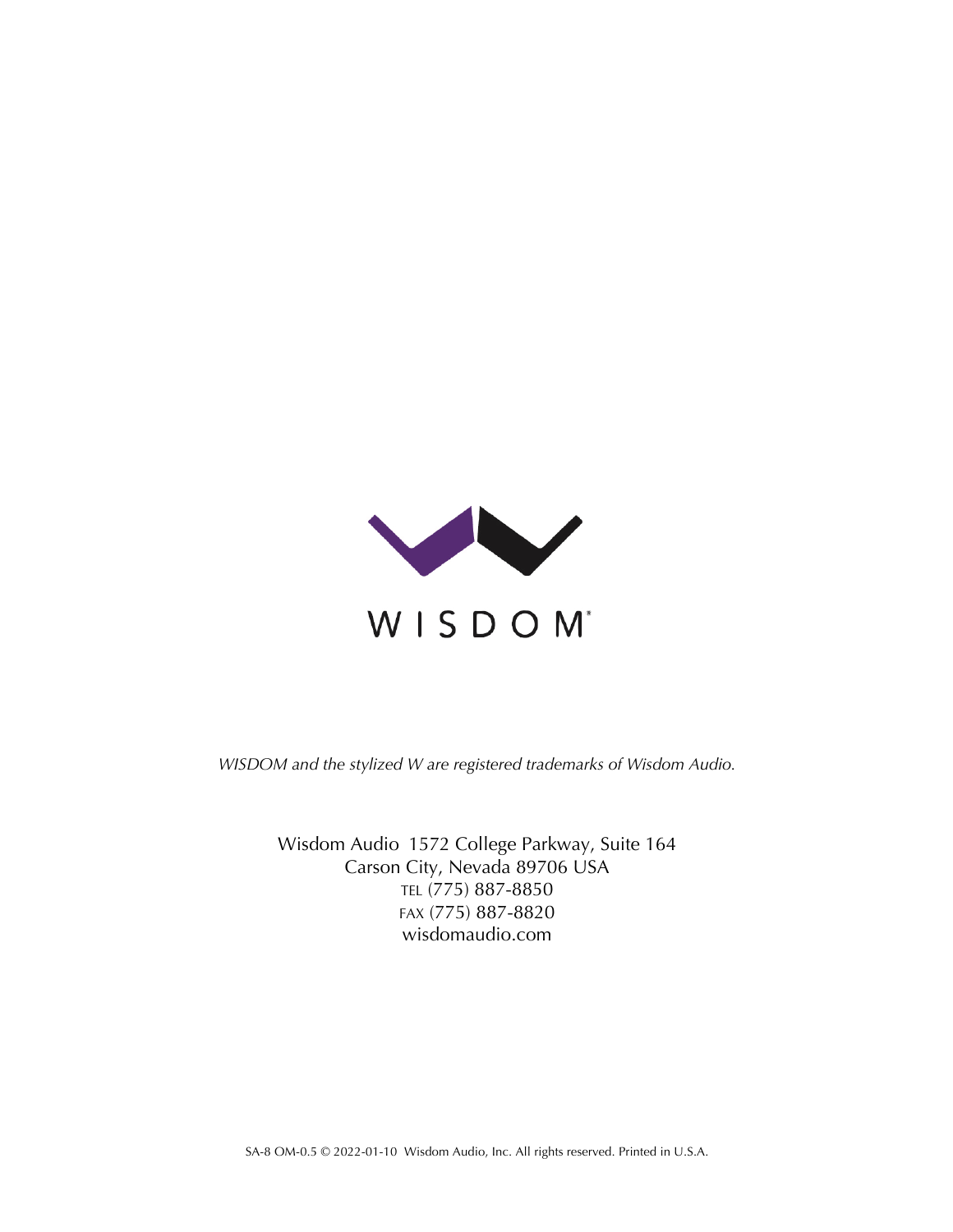WISDOM®

*WISDOM and the stylized W are registered trademarks of Wisdom Audio.*

Wisdom Audio 1572 College Parkway, Suite 164
Carson City, Nevada 89706 USA
TEL (775) 887-8850
FAX (775) 887-8820
wisdomaudio.com

SA-8 OM-0.5 © 2022-01-10 Wisdom Audio, Inc. All rights reserved. Printed in U.S.A.